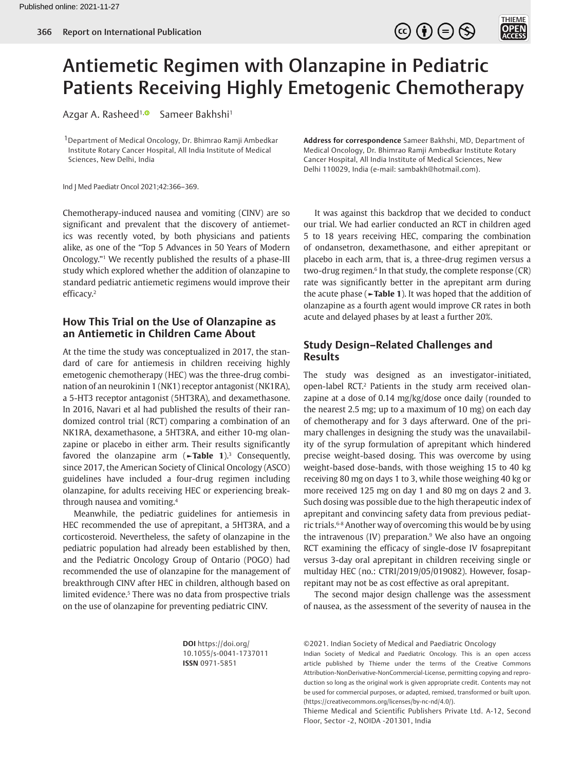# Antiemetic Regimen with Olanzapine in Pediatric Patients Receiving Highly Emetogenic Chemotherapy

Azgar A. Rasheed[1] Sameer Bakhshi[1]

[1]Department of Medical Oncology, Dr. Bhimrao Ramji Ambedkar Institute Rotary Cancer Hospital, All India Institute of Medical Sciences, New Delhi, India

**Address for correspondence** Sameer Bakhshi, MD, Department of Medical Oncology, Dr. Bhimrao Ramji Ambedkar Institute Rotary Cancer Hospital, All India Institute of Medical Sciences, New Delhi 110029, India (e-mail: sambakh@hotmail.com).

Ind J Med Paediatr Oncol 2021;42:366–369.

Chemotherapy-induced nausea and vomiting (CINV) are so significant and prevalent that the discovery of antiemetics was recently voted, by both physicians and patients alike, as one of the "Top 5 Advances in 50 Years of Modern Oncology."[1] We recently published the results of a phase-III study which explored whether the addition of olanzapine to standard pediatric antiemetic regimens would improve their efficacy.[2]

## How This Trial on the Use of Olanzapine as an Antiemetic in Children Came About

At the time the study was conceptualized in 2017, the standard of care for antiemesis in children receiving highly emetogenic chemotherapy (HEC) was the three-drug combination of an neurokinin 1 (NK1) receptor antagonist (NK1RA), a 5-HT3 receptor antagonist (5HT3RA), and dexamethasone. In 2016, Navari et al had published the results of their randomized control trial (RCT) comparing a combination of an NK1RA, dexamethasone, a 5HT3RA, and either 10-mg olanzapine or placebo in either arm. Their results significantly favored the olanzapine arm (►**Table 1**).[3] Consequently, since 2017, the American Society of Clinical Oncology (ASCO) guidelines have included a four-drug regimen including olanzapine, for adults receiving HEC or experiencing breakthrough nausea and vomiting.[4]

Meanwhile, the pediatric guidelines for antiemesis in HEC recommended the use of aprepitant, a 5HT3RA, and a corticosteroid. Nevertheless, the safety of olanzapine in the pediatric population had already been established by then, and the Pediatric Oncology Group of Ontario (POGO) had recommended the use of olanzapine for the management of breakthrough CINV after HEC in children, although based on limited evidence.[5] There was no data from prospective trials on the use of olanzapine for preventing pediatric CINV.

It was against this backdrop that we decided to conduct our trial. We had earlier conducted an RCT in children aged 5 to 18 years receiving HEC, comparing the combination of ondansetron, dexamethasone, and either aprepitant or placebo in each arm, that is, a three-drug regimen versus a two-drug regimen.[6] In that study, the complete response (CR) rate was significantly better in the aprepitant arm during the acute phase (►**Table 1**). It was hoped that the addition of olanzapine as a fourth agent would improve CR rates in both acute and delayed phases by at least a further 20%.

## Study Design–Related Challenges and Results

The study was designed as an investigator-initiated, open-label RCT.[2] Patients in the study arm received olanzapine at a dose of 0.14 mg/kg/dose once daily (rounded to the nearest 2.5 mg; up to a maximum of 10 mg) on each day of chemotherapy and for 3 days afterward. One of the primary challenges in designing the study was the unavailability of the syrup formulation of aprepitant which hindered precise weight-based dosing. This was overcome by using weight-based dose-bands, with those weighing 15 to 40 kg receiving 80 mg on days 1 to 3, while those weighing 40 kg or more received 125 mg on day 1 and 80 mg on days 2 and 3. Such dosing was possible due to the high therapeutic index of aprepitant and convincing safety data from previous pediatric trials.[6-8] Another way of overcoming this would be by using the intravenous (IV) preparation.[9] We also have an ongoing RCT examining the efficacy of single-dose IV fosaprepitant versus 3-day oral aprepitant in children receiving single or multiday HEC (no.: CTRI/2019/05/019082). However, fosaprepitant may not be as cost effective as oral aprepitant.

The second major design challenge was the assessment of nausea, as the assessment of the severity of nausea in the

**DOI** https://doi.org/10.1055/s-0041-1737011
**ISSN** 0971-5851

©2021. Indian Society of Medical and Paediatric Oncology

Indian Society of Medical and Paediatric Oncology. This is an open access article published by Thieme under the terms of the Creative Commons Attribution-NonDerivative-NonCommercial-License, permitting copying and reproduction so long as the original work is given appropriate credit. Contents may not be used for commercial purposes, or adapted, remixed, transformed or built upon. (https://creativecommons.org/licenses/by-nc-nd/4.0/).

Thieme Medical and Scientific Publishers Private Ltd. A-12, Second Floor, Sector -2, NOIDA -201301, India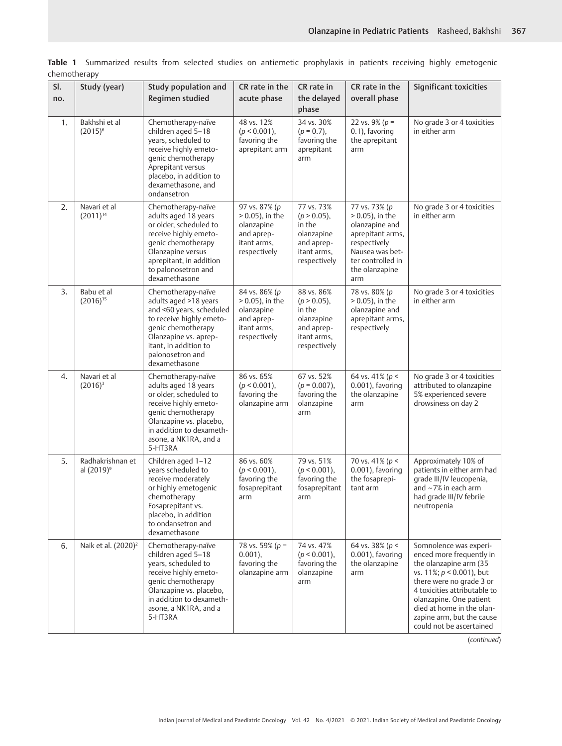**Table 1** Summarized results from selected studies on antiemetic prophylaxis in patients receiving highly emetogenic chemotherapy

| Sl. no. | Study (year) | Study population and Regimen studied | CR rate in the acute phase | CR rate in the delayed phase | CR rate in the overall phase | Significant toxicities |
|---|---|---|---|---|---|---|
| 1. | Bakhshi et al (2015)[6] | Chemotherapy-naïve children aged 5–18 years, scheduled to receive highly emetogenic chemotherapy Aprepitant versus placebo, in addition to dexamethasone, and ondansetron | 48 vs. 12% ($p < 0.001$), favoring the aprepitant arm | 34 vs. 30% ($p = 0.7$), favoring the aprepitant arm | 22 vs. 9% ($p = 0.1$), favoring the aprepitant arm | No grade 3 or 4 toxicities in either arm |
| 2. | Navari et al (2011)[14] | Chemotherapy-naïve adults aged 18 years or older, scheduled to receive highly emetogenic chemotherapy Olanzapine versus aprepitant, in addition to palonosetron and dexamethasone | 97 vs. 87% ($p > 0.05$), in the olanzapine and aprepitant arms, respectively | 77 vs. 73% ($p > 0.05$), in the olanzapine and aprepitant arms, respectively | 77 vs. 73% ($p > 0.05$), in the olanzapine and aprepitant arms, respectively Nausea was better controlled in the olanzapine arm | No grade 3 or 4 toxicities in either arm |
| 3. | Babu et al (2016)[15] | Chemotherapy-naïve adults aged >18 years and <60 years, scheduled to receive highly emetogenic chemotherapy Olanzapine vs. aprepitant, in addition to palonosetron and dexamethasone | 84 vs. 86% ($p > 0.05$), in the olanzapine and aprepitant arms, respectively | 88 vs. 86% ($p > 0.05$), in the olanzapine and aprepitant arms, respectively | 78 vs. 80% ($p > 0.05$), in the olanzapine and aprepitant arms, respectively | No grade 3 or 4 toxicities in either arm |
| 4. | Navari et al (2016)[3] | Chemotherapy-naïve adults aged 18 years or older, scheduled to receive highly emetogenic chemotherapy Olanzapine vs. placebo, in addition to dexamethasone, a NK1RA, and a 5-HT3RA | 86 vs. 65% ($p < 0.001$), favoring the olanzapine arm | 67 vs. 52% ($p = 0.007$), favoring the olanzapine arm | 64 vs. 41% ($p < 0.001$), favoring the olanzapine arm | No grade 3 or 4 toxicities attributed to olanzapine 5% experienced severe drowsiness on day 2 |
| 5. | Radhakrishnan et al (2019)[9] | Children aged 1–12 years scheduled to receive moderately or highly emetogenic chemotherapy Fosaprepitant vs. placebo, in addition to ondansetron and dexamethasone | 86 vs. 60% ($p < 0.001$), favoring the fosaprepitant arm | 79 vs. 51% ($p < 0.001$), favoring the fosaprepitant arm | 70 vs. 41% ($p < 0.001$), favoring the fosaprepitant arm | Approximately 10% of patients in either arm had grade III/IV leucopenia, and ~7% in each arm had grade III/IV febrile neutropenia |
| 6. | Naik et al. (2020)[2] | Chemotherapy-naïve children aged 5–18 years, scheduled to receive highly emetogenic chemotherapy Olanzapine vs. placebo, in addition to dexamethasone, a NK1RA, and a 5-HT3RA | 78 vs. 59% ($p = 0.001$), favoring the olanzapine arm | 74 vs. 47% ($p < 0.001$), favoring the olanzapine arm | 64 vs. 38% ($p < 0.001$), favoring the olanzapine arm | Somnolence was experienced more frequently in the olanzapine arm (35 vs. 11%; $p < 0.001$), but there were no grade 3 or 4 toxicities attributable to olanzapine. One patient died at home in the olanzapine arm, but the cause could not be ascertained |

(*continued*)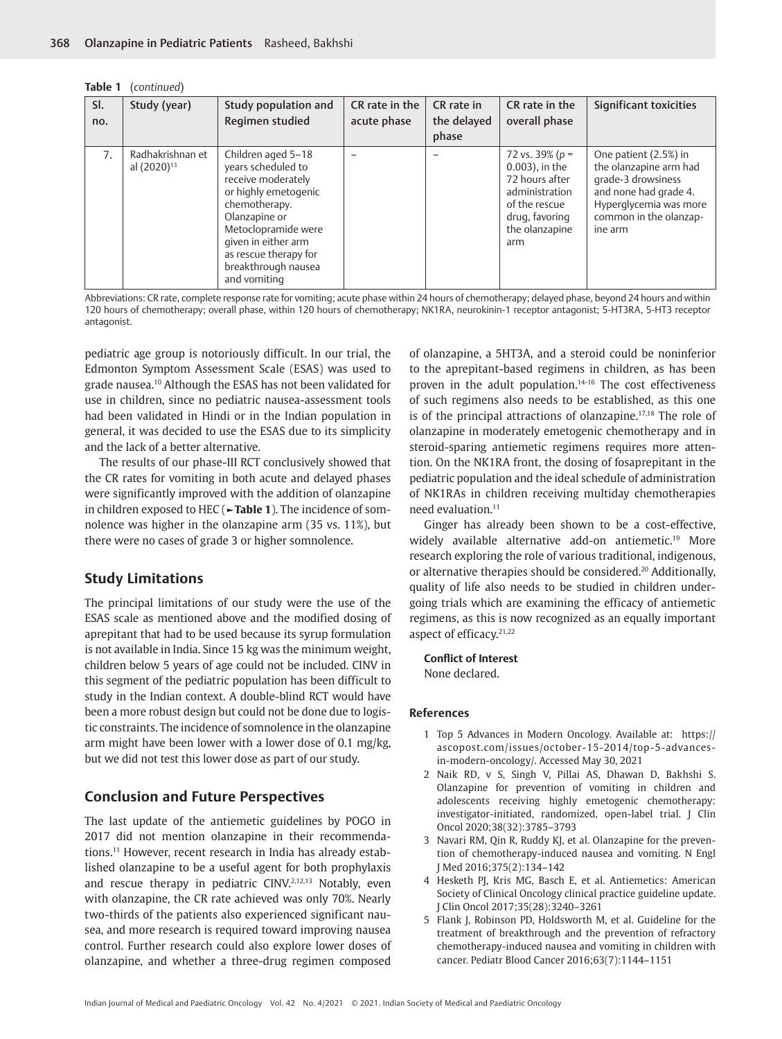**Table 1** (*continued*)

| Sl. no. | Study (year) | Study population and Regimen studied | CR rate in the acute phase | CR rate in the delayed phase | CR rate in the overall phase | Significant toxicities |
|---|---|---|---|---|---|---|
| 7. | Radhakrishnan et al (2020)[13] | Children aged 5–18 years scheduled to receive moderately or highly emetogenic chemotherapy. Olanzapine or Metoclopramide were given in either arm as rescue therapy for breakthrough nausea and vomiting | – | – | 72 vs. 39% ($p$ = 0.003), in the 72 hours after administration of the rescue drug, favoring the olanzapine arm | One patient (2.5%) in the olanzapine arm had grade-3 drowsiness and none had grade 4. Hyperglycemia was more common in the olanzapine arm |

Abbreviations: CR rate, complete response rate for vomiting; acute phase within 24 hours of chemotherapy; delayed phase, beyond 24 hours and within 120 hours of chemotherapy; overall phase, within 120 hours of chemotherapy; NK1RA, neurokinin-1 receptor antagonist; 5-HT3RA, 5-HT3 receptor antagonist.

pediatric age group is notoriously difficult. In our trial, the Edmonton Symptom Assessment Scale (ESAS) was used to grade nausea.[10] Although the ESAS has not been validated for use in children, since no pediatric nausea-assessment tools had been validated in Hindi or in the Indian population in general, it was decided to use the ESAS due to its simplicity and the lack of a better alternative.

The results of our phase-III RCT conclusively showed that the CR rates for vomiting in both acute and delayed phases were significantly improved with the addition of olanzapine in children exposed to HEC (►**Table 1**). The incidence of somnolence was higher in the olanzapine arm (35 vs. 11%), but there were no cases of grade 3 or higher somnolence.

## Study Limitations

The principal limitations of our study were the use of the ESAS scale as mentioned above and the modified dosing of aprepitant that had to be used because its syrup formulation is not available in India. Since 15 kg was the minimum weight, children below 5 years of age could not be included. CINV in this segment of the pediatric population has been difficult to study in the Indian context. A double-blind RCT would have been a more robust design but could not be done due to logistic constraints. The incidence of somnolence in the olanzapine arm might have been lower with a lower dose of 0.1 mg/kg, but we did not test this lower dose as part of our study.

## Conclusion and Future Perspectives

The last update of the antiemetic guidelines by POGO in 2017 did not mention olanzapine in their recommendations.[11] However, recent research in India has already established olanzapine to be a useful agent for both prophylaxis and rescue therapy in pediatric CINV.[2,12,13] Notably, even with olanzapine, the CR rate achieved was only 70%. Nearly two-thirds of the patients also experienced significant nausea, and more research is required toward improving nausea control. Further research could also explore lower doses of olanzapine, and whether a three-drug regimen composed of olanzapine, a 5HT3A, and a steroid could be noninferior to the aprepitant-based regimens in children, as has been proven in the adult population.[14-16] The cost effectiveness of such regimens also needs to be established, as this one is of the principal attractions of olanzapine.[17,18] The role of olanzapine in moderately emetogenic chemotherapy and in steroid-sparing antiemetic regimens requires more attention. On the NK1RA front, the dosing of fosaprepitant in the pediatric population and the ideal schedule of administration of NK1RAs in children receiving multiday chemotherapies need evaluation.[11]

Ginger has already been shown to be a cost-effective, widely available alternative add-on antiemetic.[19] More research exploring the role of various traditional, indigenous, or alternative therapies should be considered.[20] Additionally, quality of life also needs to be studied in children undergoing trials which are examining the efficacy of antiemetic regimens, as this is now recognized as an equally important aspect of efficacy.[21,22]

**Conflict of Interest**
None declared.

## References

1. Top 5 Advances in Modern Oncology. Available at: https://ascopost.com/issues/october-15-2014/top-5-advances-in-modern-oncology/. Accessed May 30, 2021
2. Naik RD, v S, Singh V, Pillai AS, Dhawan D, Bakhshi S. Olanzapine for prevention of vomiting in children and adolescents receiving highly emetogenic chemotherapy: investigator-initiated, randomized, open-label trial. J Clin Oncol 2020;38(32):3785–3793
3. Navari RM, Qin R, Ruddy KJ, et al. Olanzapine for the prevention of chemotherapy-induced nausea and vomiting. N Engl J Med 2016;375(2):134–142
4. Hesketh PJ, Kris MG, Basch E, et al. Antiemetics: American Society of Clinical Oncology clinical practice guideline update. J Clin Oncol 2017;35(28):3240–3261
5. Flank J, Robinson PD, Holdsworth M, et al. Guideline for the treatment of breakthrough and the prevention of refractory chemotherapy-induced nausea and vomiting in children with cancer. Pediatr Blood Cancer 2016;63(7):1144–1151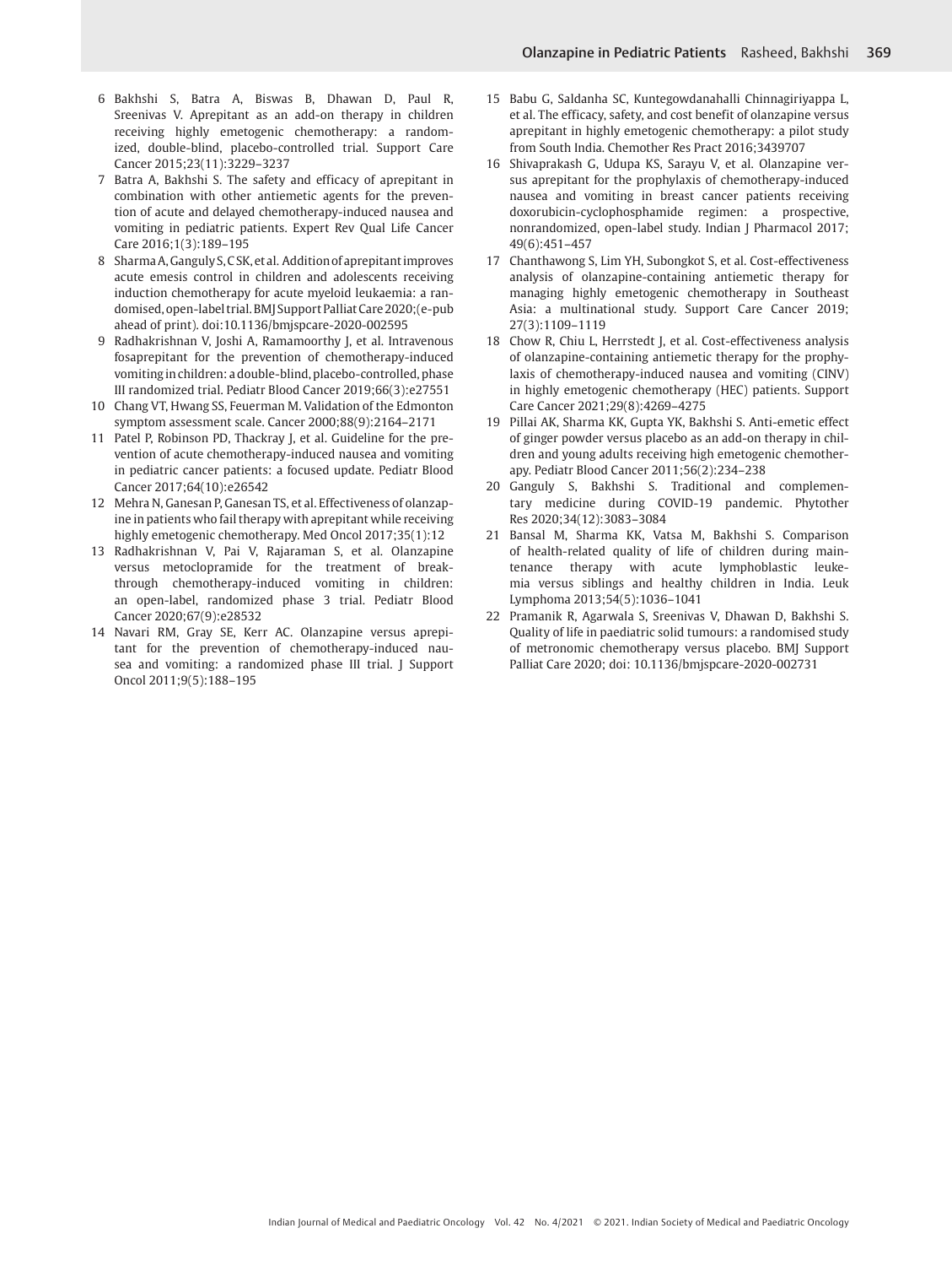6 Bakhshi S, Batra A, Biswas B, Dhawan D, Paul R, Sreenivas V. Aprepitant as an add-on therapy in children receiving highly emetogenic chemotherapy: a randomized, double-blind, placebo-controlled trial. Support Care Cancer 2015;23(11):3229–3237

7 Batra A, Bakhshi S. The safety and efficacy of aprepitant in combination with other antiemetic agents for the prevention of acute and delayed chemotherapy-induced nausea and vomiting in pediatric patients. Expert Rev Qual Life Cancer Care 2016;1(3):189–195

8 Sharma A, Ganguly S, C SK, et al. Addition of aprepitant improves acute emesis control in children and adolescents receiving induction chemotherapy for acute myeloid leukaemia: a randomised, open-label trial. BMJ Support Palliat Care 2020;(e-pub ahead of print). doi:10.1136/bmjspcare-2020-002595

9 Radhakrishnan V, Joshi A, Ramamoorthy J, et al. Intravenous fosaprepitant for the prevention of chemotherapy-induced vomiting in children: a double-blind, placebo-controlled, phase III randomized trial. Pediatr Blood Cancer 2019;66(3):e27551

10 Chang VT, Hwang SS, Feuerman M. Validation of the Edmonton symptom assessment scale. Cancer 2000;88(9):2164–2171

11 Patel P, Robinson PD, Thackray J, et al. Guideline for the prevention of acute chemotherapy-induced nausea and vomiting in pediatric cancer patients: a focused update. Pediatr Blood Cancer 2017;64(10):e26542

12 Mehra N, Ganesan P, Ganesan TS, et al. Effectiveness of olanzapine in patients who fail therapy with aprepitant while receiving highly emetogenic chemotherapy. Med Oncol 2017;35(1):12

13 Radhakrishnan V, Pai V, Rajaraman S, et al. Olanzapine versus metoclopramide for the treatment of breakthrough chemotherapy-induced vomiting in children: an open-label, randomized phase 3 trial. Pediatr Blood Cancer 2020;67(9):e28532

14 Navari RM, Gray SE, Kerr AC. Olanzapine versus aprepitant for the prevention of chemotherapy-induced nausea and vomiting: a randomized phase III trial. J Support Oncol 2011;9(5):188–195

15 Babu G, Saldanha SC, Kuntegowdanahalli Chinnagiriyappa L, et al. The efficacy, safety, and cost benefit of olanzapine versus aprepitant in highly emetogenic chemotherapy: a pilot study from South India. Chemother Res Pract 2016;3439707

16 Shivaprakash G, Udupa KS, Sarayu V, et al. Olanzapine versus aprepitant for the prophylaxis of chemotherapy-induced nausea and vomiting in breast cancer patients receiving doxorubicin-cyclophosphamide regimen: a prospective, nonrandomized, open-label study. Indian J Pharmacol 2017; 49(6):451–457

17 Chanthawong S, Lim YH, Subongkot S, et al. Cost-effectiveness analysis of olanzapine-containing antiemetic therapy for managing highly emetogenic chemotherapy in Southeast Asia: a multinational study. Support Care Cancer 2019; 27(3):1109–1119

18 Chow R, Chiu L, Herrstedt J, et al. Cost-effectiveness analysis of olanzapine-containing antiemetic therapy for the prophylaxis of chemotherapy-induced nausea and vomiting (CINV) in highly emetogenic chemotherapy (HEC) patients. Support Care Cancer 2021;29(8):4269–4275

19 Pillai AK, Sharma KK, Gupta YK, Bakhshi S. Anti-emetic effect of ginger powder versus placebo as an add-on therapy in children and young adults receiving high emetogenic chemotherapy. Pediatr Blood Cancer 2011;56(2):234–238

20 Ganguly S, Bakhshi S. Traditional and complementary medicine during COVID-19 pandemic. Phytother Res 2020;34(12):3083–3084

21 Bansal M, Sharma KK, Vatsa M, Bakhshi S. Comparison of health-related quality of life of children during maintenance therapy with acute lymphoblastic leukemia versus siblings and healthy children in India. Leuk Lymphoma 2013;54(5):1036–1041

22 Pramanik R, Agarwala S, Sreenivas V, Dhawan D, Bakhshi S. Quality of life in paediatric solid tumours: a randomised study of metronomic chemotherapy versus placebo. BMJ Support Palliat Care 2020; doi: 10.1136/bmjspcare-2020-002731